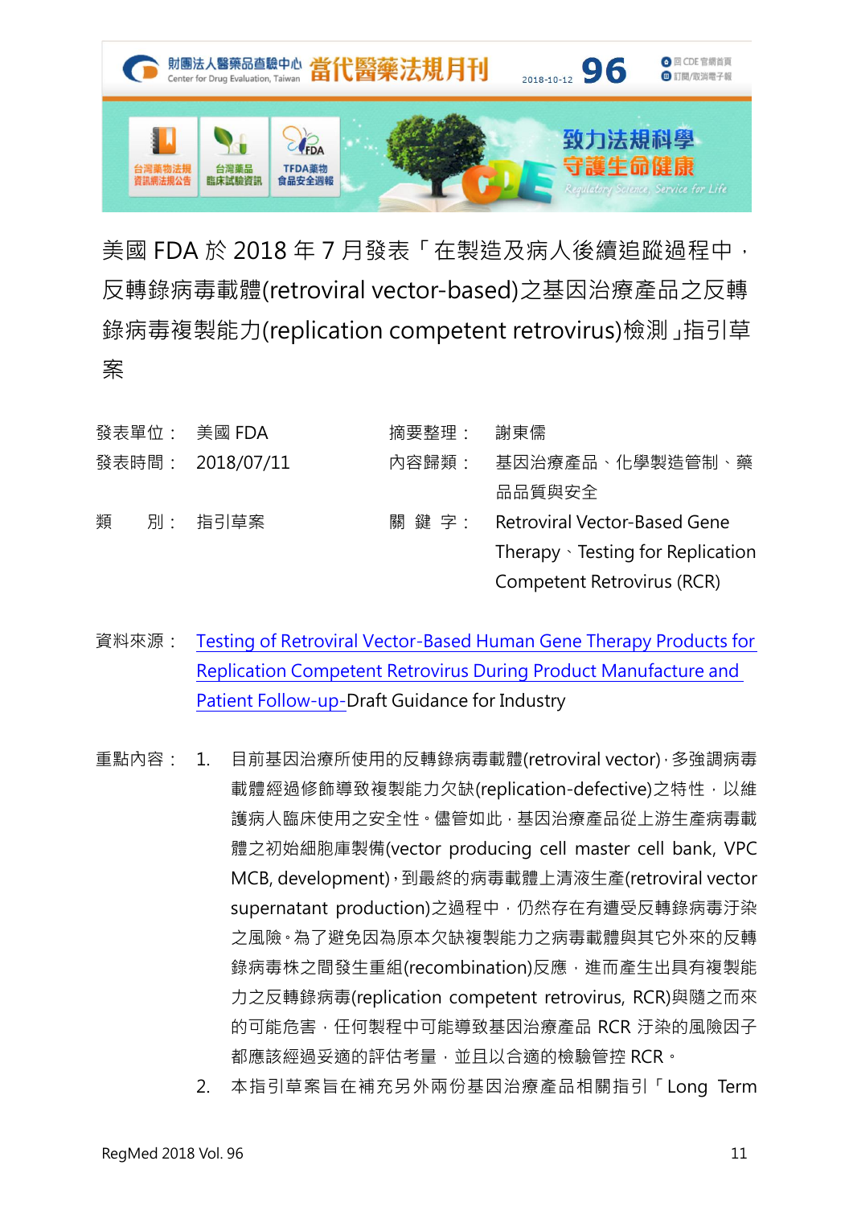# 美國 FDA 於 2018 年 7 月發表「在製造及病人後續追蹤過程中，反轉錄病毒載體(retroviral vector-based)之基因治療產品之反轉錄病毒複製能力(replication competent retrovirus)檢測」指引草案

| | | | |
|---|---|---|---|
| 發表單位： | 美國 FDA | 摘要整理： | 謝東儒 |
| 發表時間： | 2018/07/11 | 內容歸類： | 基因治療產品、化學製造管制、藥品品質與安全 |
| 類　　別： | 指引草案 | 關 鍵 字： | Retroviral Vector-Based Gene Therapy、Testing for Replication Competent Retrovirus (RCR) |

資料來源： Testing of Retroviral Vector-Based Human Gene Therapy Products for Replication Competent Retrovirus During Product Manufacture and Patient Follow-up-Draft Guidance for Industry

重點內容：

1. 目前基因治療所使用的反轉錄病毒載體(retroviral vector)，多強調病毒載體經過修飾導致複製能力欠缺(replication-defective)之特性，以維護病人臨床使用之安全性。儘管如此，基因治療產品從上游生產病毒載體之初始細胞庫製備(vector producing cell master cell bank, VPC MCB, development)，到最終的病毒載體上清液生產(retroviral vector supernatant production)之過程中，仍然存在有遭受反轉錄病毒汙染之風險。為了避免因為原本欠缺複製能力之病毒載體與其它外來的反轉錄病毒株之間發生重組(recombination)反應，進而產生出具有複製能力之反轉錄病毒(replication competent retrovirus, RCR)與隨之而來的可能危害，任何製程中可能導致基因治療產品 RCR 汙染的風險因子都應該經過妥適的評估考量，並且以合適的檢驗管控 RCR。
2. 本指引草案旨在補充另外兩份基因治療產品相關指引「Long Term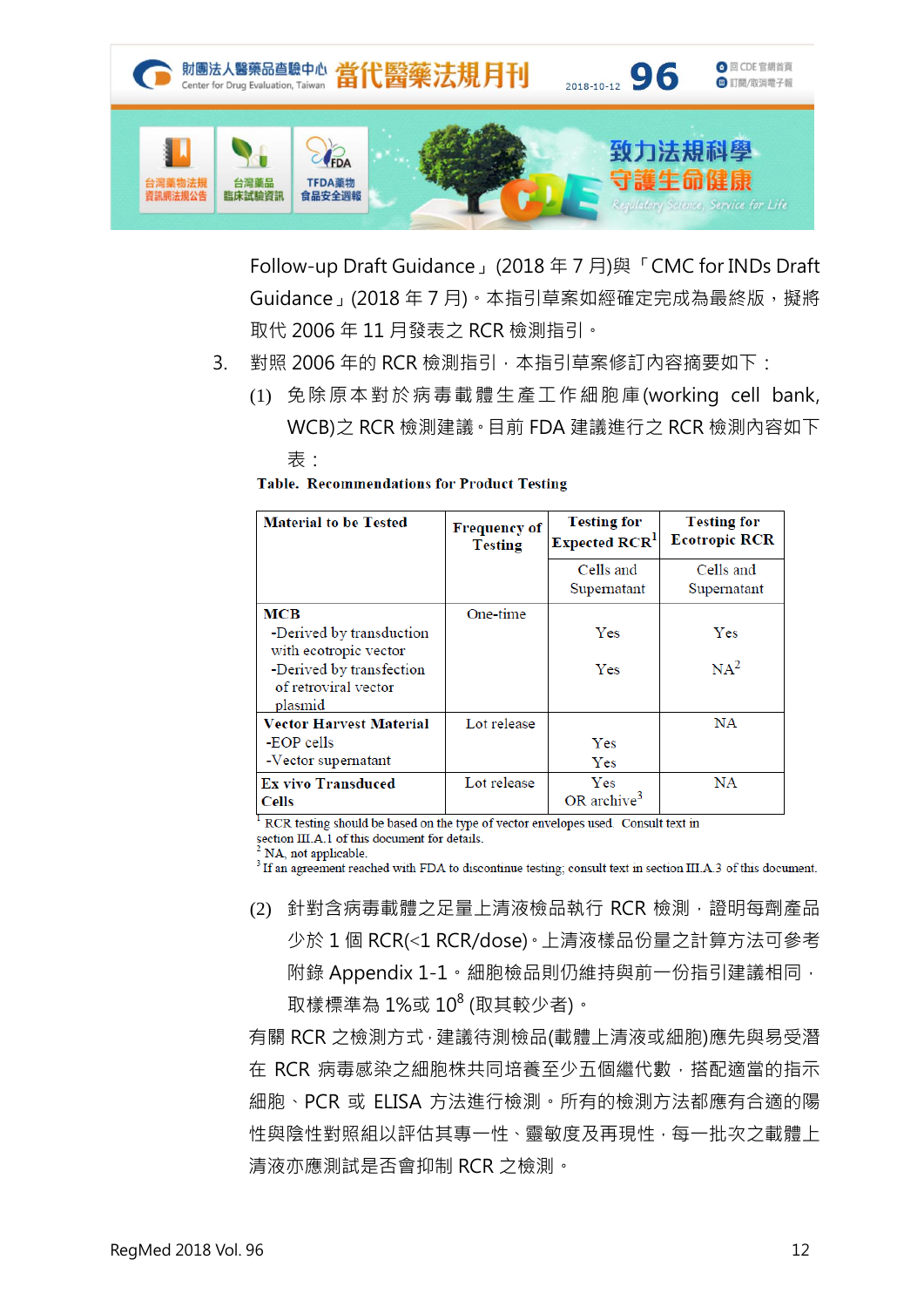Follow-up Draft Guidance」(2018 年 7 月)與「CMC for INDs Draft Guidance」(2018 年 7 月)。本指引草案如經確定完成為最終版，擬將取代 2006 年 11 月發表之 RCR 檢測指引。

3. 對照 2006 年的 RCR 檢測指引，本指引草案修訂內容摘要如下：

   (1) 免除原本對於病毒載體生產工作細胞庫(working cell bank, WCB)之 RCR 檢測建議。目前 FDA 建議進行之 RCR 檢測內容如下表：

**Table. Recommendations for Product Testing**

| Material to be Tested | Frequency of Testing | Testing for Expected RCR[1] | Testing for Ecotropic RCR |
|---|---|---|---|
| | | Cells and Supernatant | Cells and Supernatant |
| **MCB** -Derived by transduction with ecotropic vector -Derived by transfection of retroviral vector plasmid | One-time | Yes<br>Yes | Yes<br>NA[2] |
| **Vector Harvest Material** -EOP cells -Vector supernatant | Lot release | Yes<br>Yes | NA |
| **Ex vivo Transduced Cells** | Lot release | Yes OR archive[3] | NA |

[1] RCR testing should be based on the type of vector envelopes used. Consult text in section III.A.1 of this document for details.
[2] NA, not applicable.
[3] If an agreement reached with FDA to discontinue testing; consult text in section III.A.3 of this document.

   (2) 針對含病毒載體之足量上清液檢品執行 RCR 檢測，證明每劑產品少於 1 個 RCR(<1 RCR/dose)。上清液樣品份量之計算方法可參考附錄 Appendix 1-1。細胞檢品則仍維持與前一份指引建議相同，取樣標準為 1%或 $10^8$ (取其較少者)。

有關 RCR 之檢測方式，建議待測檢品(載體上清液或細胞)應先與易受潛在 RCR 病毒感染之細胞株共同培養至少五個繼代數，搭配適當的指示細胞、PCR 或 ELISA 方法進行檢測。所有的檢測方法都應有合適的陽性與陰性對照組以評估其專一性、靈敏度及再現性，每一批次之載體上清液亦應測試是否會抑制 RCR 之檢測。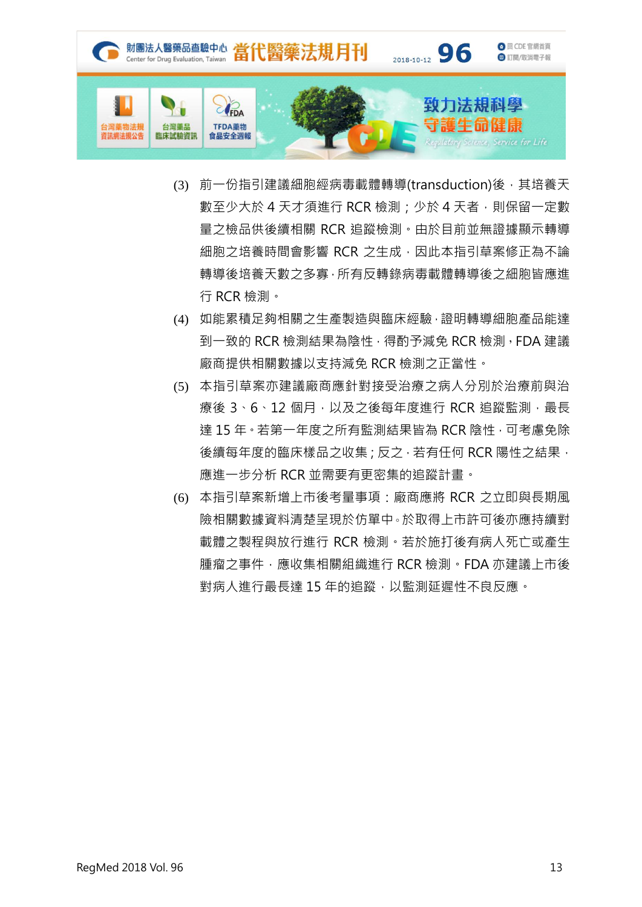(3) 前一份指引建議細胞經病毒載體轉導(transduction)後，其培養天數至少大於 4 天才須進行 RCR 檢測；少於 4 天者，則保留一定數量之檢品供後續相關 RCR 追蹤檢測。由於目前並無證據顯示轉導細胞之培養時間會影響 RCR 之生成，因此本指引草案修正為不論轉導後培養天數之多寡，所有反轉錄病毒載體轉導後之細胞皆應進行 RCR 檢測。

(4) 如能累積足夠相關之生產製造與臨床經驗，證明轉導細胞產品能達到一致的 RCR 檢測結果為陰性，得酌予減免 RCR 檢測，FDA 建議廠商提供相關數據以支持減免 RCR 檢測之正當性。

(5) 本指引草案亦建議廠商應針對接受治療之病人分別於治療前與治療後 3、6、12 個月，以及之後每年度進行 RCR 追蹤監測，最長達 15 年。若第一年度之所有監測結果皆為 RCR 陰性，可考慮免除後續每年度的臨床樣品之收集；反之，若有任何 RCR 陽性之結果，應進一步分析 RCR 並需要有更密集的追蹤計畫。

(6) 本指引草案新增上市後考量事項：廠商應將 RCR 之立即與長期風險相關數據資料清楚呈現於仿單中。於取得上市許可後亦應持續對載體之製程與放行進行 RCR 檢測。若於施打後有病人死亡或產生腫瘤之事件，應收集相關組織進行 RCR 檢測。FDA 亦建議上市後對病人進行最長達 15 年的追蹤，以監測延遲性不良反應。